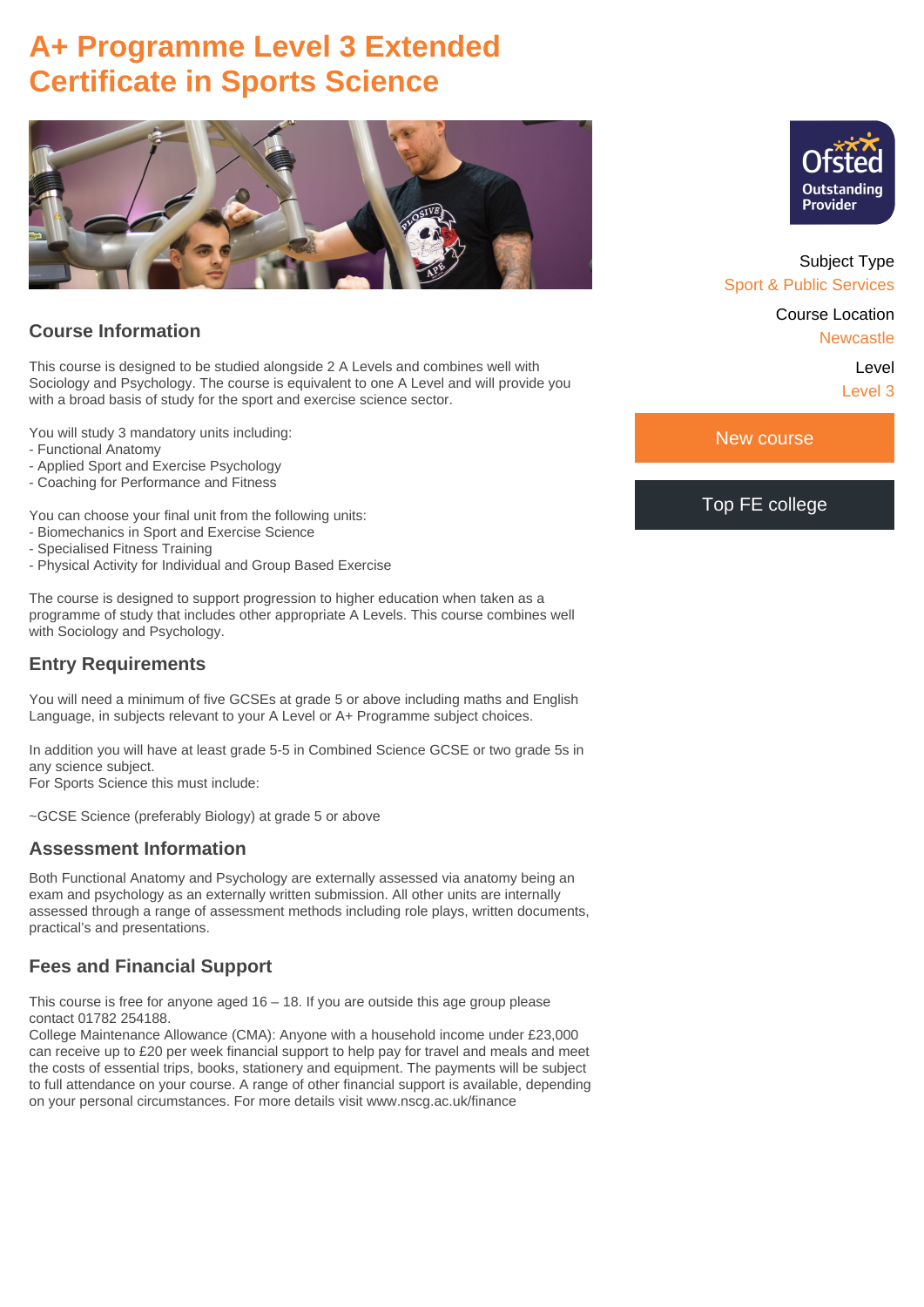# A+ Programme Level 3 Extended Certificate in Sports Science

Subject Type
Sport & Public Services

Course Location
Newcastle

Level
Level 3

New course

Top FE college

## Course Information

This course is designed to be studied alongside 2 A Levels and combines well with Sociology and Psychology. The course is equivalent to one A Level and will provide you with a broad basis of study for the sport and exercise science sector.

You will study 3 mandatory units including:
- Functional Anatomy
- Applied Sport and Exercise Psychology
- Coaching for Performance and Fitness

You can choose your final unit from the following units:
- Biomechanics in Sport and Exercise Science
- Specialised Fitness Training
- Physical Activity for Individual and Group Based Exercise

The course is designed to support progression to higher education when taken as a programme of study that includes other appropriate A Levels. This course combines well with Sociology and Psychology.

## Entry Requirements

You will need a minimum of five GCSEs at grade 5 or above including maths and English Language, in subjects relevant to your A Level or A+ Programme subject choices.

In addition you will have at least grade 5-5 in Combined Science GCSE or two grade 5s in any science subject.
For Sports Science this must include:

~GCSE Science (preferably Biology) at grade 5 or above

## Assessment Information

Both Functional Anatomy and Psychology are externally assessed via anatomy being an exam and psychology as an externally written submission. All other units are internally assessed through a range of assessment methods including role plays, written documents, practical's and presentations.

## Fees and Financial Support

This course is free for anyone aged 16 – 18. If you are outside this age group please contact 01782 254188.
College Maintenance Allowance (CMA): Anyone with a household income under £23,000 can receive up to £20 per week financial support to help pay for travel and meals and meet the costs of essential trips, books, stationery and equipment. The payments will be subject to full attendance on your course. A range of other financial support is available, depending on your personal circumstances. For more details visit www.nscg.ac.uk/finance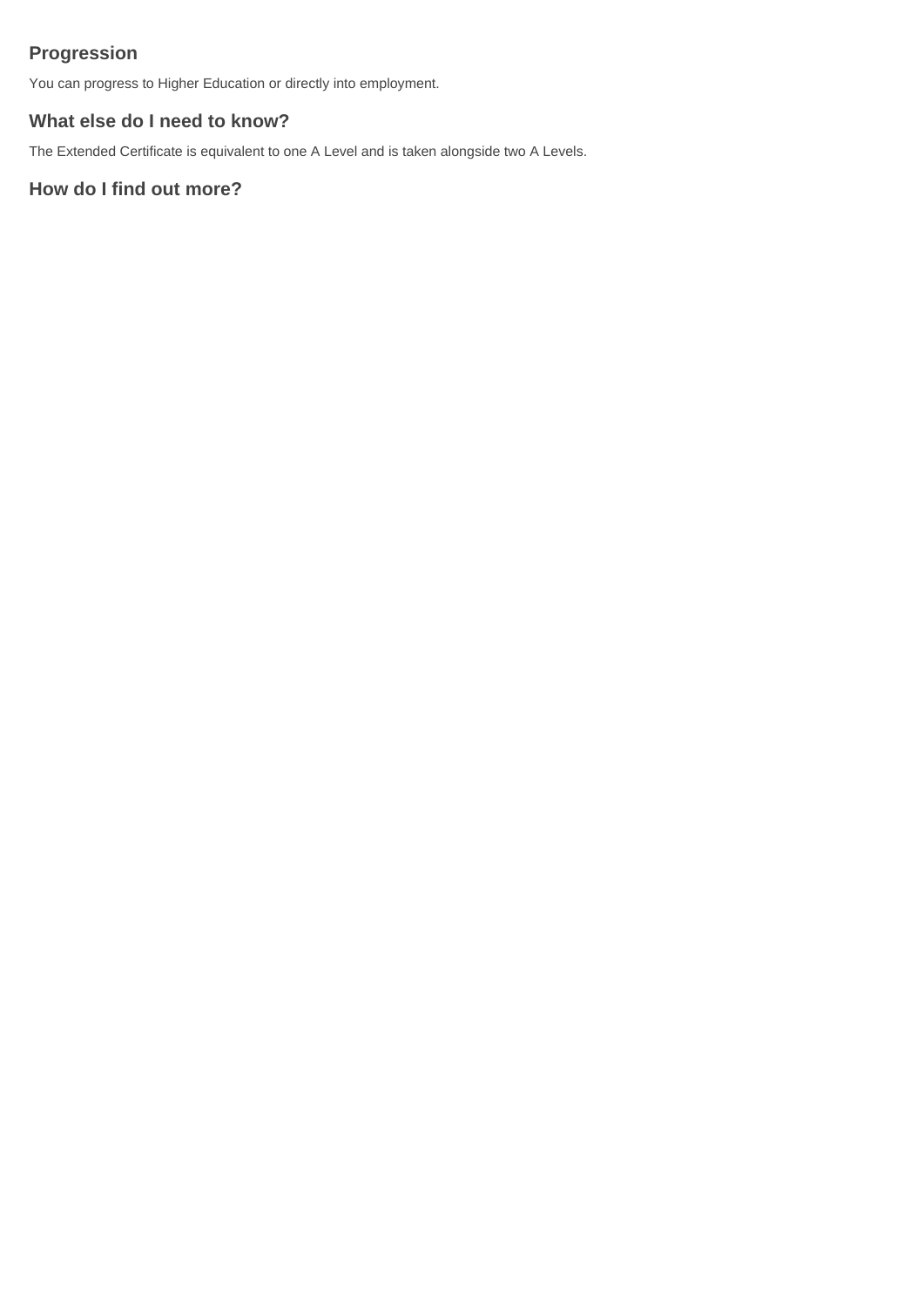## Progression

You can progress to Higher Education or directly into employment.

## What else do I need to know?

The Extended Certificate is equivalent to one A Level and is taken alongside two A Levels.

## How do I find out more?